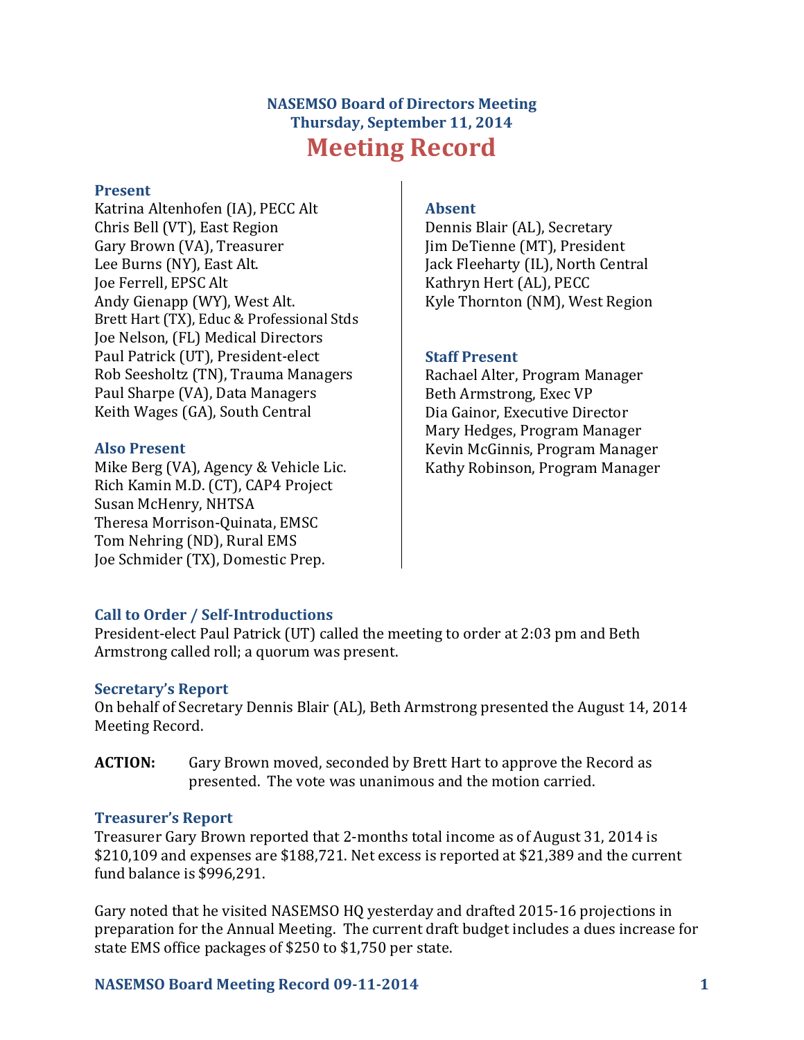# NASEMSO Board of Directors Meeting
## Thursday, September 11, 2014
# Meeting Record

### Present
Katrina Altenhofen (IA), PECC Alt
Chris Bell (VT), East Region
Gary Brown (VA), Treasurer
Lee Burns (NY), East Alt.
Joe Ferrell, EPSC Alt
Andy Gienapp (WY), West Alt.
Brett Hart (TX), Educ & Professional Stds
Joe Nelson, (FL) Medical Directors
Paul Patrick (UT), President-elect
Rob Seesholtz (TN), Trauma Managers
Paul Sharpe (VA), Data Managers
Keith Wages (GA), South Central

### Also Present
Mike Berg (VA), Agency & Vehicle Lic.
Rich Kamin M.D. (CT), CAP4 Project
Susan McHenry, NHTSA
Theresa Morrison-Quinata, EMSC
Tom Nehring (ND), Rural EMS
Joe Schmider (TX), Domestic Prep.

### Absent
Dennis Blair (AL), Secretary
Jim DeTienne (MT), President
Jack Fleeharty (IL), North Central
Kathryn Hert (AL), PECC
Kyle Thornton (NM), West Region

### Staff Present
Rachael Alter, Program Manager
Beth Armstrong, Exec VP
Dia Gainor, Executive Director
Mary Hedges, Program Manager
Kevin McGinnis, Program Manager
Kathy Robinson, Program Manager

### Call to Order / Self-Introductions
President-elect Paul Patrick (UT) called the meeting to order at 2:03 pm and Beth Armstrong called roll; a quorum was present.

### Secretary's Report
On behalf of Secretary Dennis Blair (AL), Beth Armstrong presented the August 14, 2014 Meeting Record.

**ACTION:** Gary Brown moved, seconded by Brett Hart to approve the Record as presented. The vote was unanimous and the motion carried.

### Treasurer's Report
Treasurer Gary Brown reported that 2-months total income as of August 31, 2014 is $210,109 and expenses are $188,721. Net excess is reported at $21,389 and the current fund balance is $996,291.

Gary noted that he visited NASEMSO HQ yesterday and drafted 2015-16 projections in preparation for the Annual Meeting. The current draft budget includes a dues increase for state EMS office packages of $250 to $1,750 per state.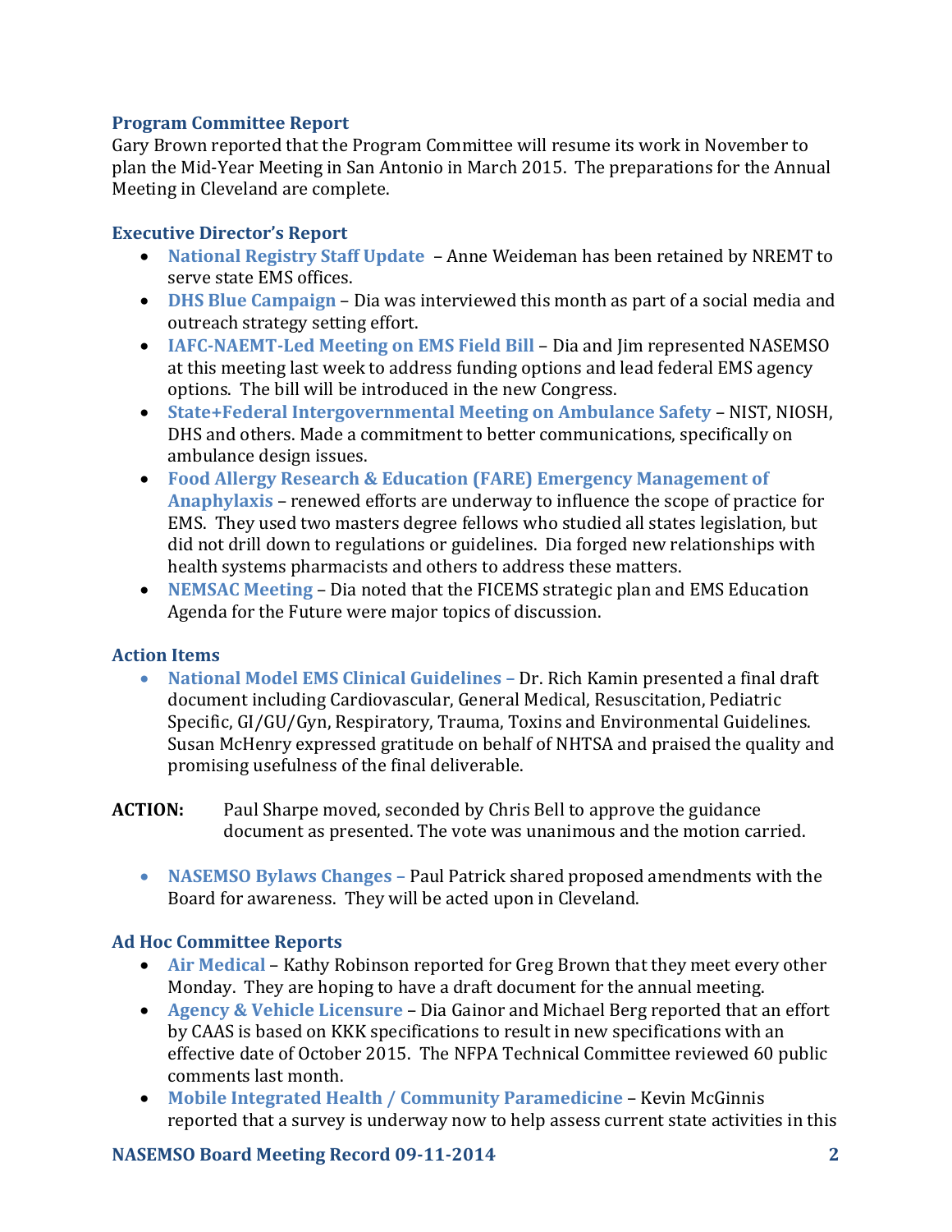### Program Committee Report

Gary Brown reported that the Program Committee will resume its work in November to plan the Mid-Year Meeting in San Antonio in March 2015. The preparations for the Annual Meeting in Cleveland are complete.

### Executive Director's Report

- **National Registry Staff Update** – Anne Weideman has been retained by NREMT to serve state EMS offices.
- **DHS Blue Campaign** – Dia was interviewed this month as part of a social media and outreach strategy setting effort.
- **IAFC-NAEMT-Led Meeting on EMS Field Bill** – Dia and Jim represented NASEMSO at this meeting last week to address funding options and lead federal EMS agency options. The bill will be introduced in the new Congress.
- **State+Federal Intergovernmental Meeting on Ambulance Safety** – NIST, NIOSH, DHS and others. Made a commitment to better communications, specifically on ambulance design issues.
- **Food Allergy Research & Education (FARE) Emergency Management of Anaphylaxis** – renewed efforts are underway to influence the scope of practice for EMS. They used two masters degree fellows who studied all states legislation, but did not drill down to regulations or guidelines. Dia forged new relationships with health systems pharmacists and others to address these matters.
- **NEMSAC Meeting** – Dia noted that the FICEMS strategic plan and EMS Education Agenda for the Future were major topics of discussion.

### Action Items

- **National Model EMS Clinical Guidelines –** Dr. Rich Kamin presented a final draft document including Cardiovascular, General Medical, Resuscitation, Pediatric Specific, GI/GU/Gyn, Respiratory, Trauma, Toxins and Environmental Guidelines. Susan McHenry expressed gratitude on behalf of NHTSA and praised the quality and promising usefulness of the final deliverable.

**ACTION:** Paul Sharpe moved, seconded by Chris Bell to approve the guidance document as presented. The vote was unanimous and the motion carried.

- **NASEMSO Bylaws Changes –** Paul Patrick shared proposed amendments with the Board for awareness. They will be acted upon in Cleveland.

### Ad Hoc Committee Reports

- **Air Medical** – Kathy Robinson reported for Greg Brown that they meet every other Monday. They are hoping to have a draft document for the annual meeting.
- **Agency & Vehicle Licensure** – Dia Gainor and Michael Berg reported that an effort by CAAS is based on KKK specifications to result in new specifications with an effective date of October 2015. The NFPA Technical Committee reviewed 60 public comments last month.
- **Mobile Integrated Health / Community Paramedicine** – Kevin McGinnis reported that a survey is underway now to help assess current state activities in this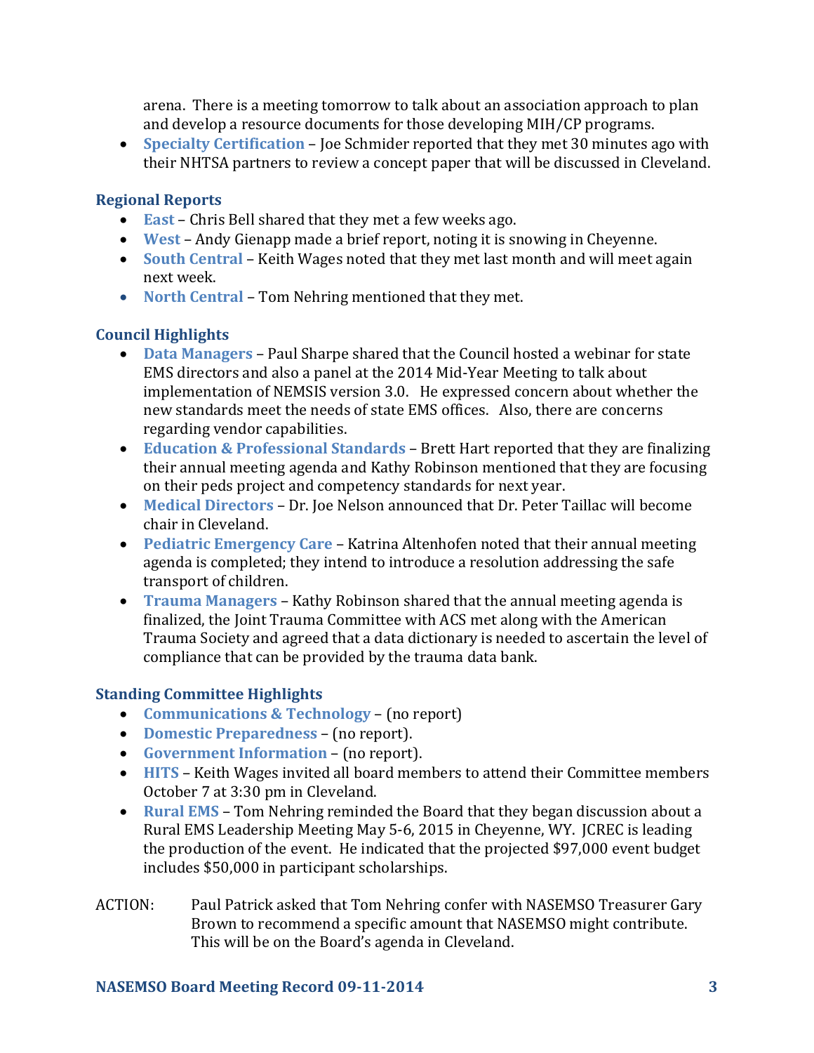arena. There is a meeting tomorrow to talk about an association approach to plan and develop a resource documents for those developing MIH/CP programs.

- **Specialty Certification** – Joe Schmider reported that they met 30 minutes ago with their NHTSA partners to review a concept paper that will be discussed in Cleveland.

### Regional Reports

- **East** – Chris Bell shared that they met a few weeks ago.
- **West** – Andy Gienapp made a brief report, noting it is snowing in Cheyenne.
- **South Central** – Keith Wages noted that they met last month and will meet again next week.
- **North Central** – Tom Nehring mentioned that they met.

### Council Highlights

- **Data Managers** – Paul Sharpe shared that the Council hosted a webinar for state EMS directors and also a panel at the 2014 Mid-Year Meeting to talk about implementation of NEMSIS version 3.0. He expressed concern about whether the new standards meet the needs of state EMS offices. Also, there are concerns regarding vendor capabilities.
- **Education & Professional Standards** – Brett Hart reported that they are finalizing their annual meeting agenda and Kathy Robinson mentioned that they are focusing on their peds project and competency standards for next year.
- **Medical Directors** – Dr. Joe Nelson announced that Dr. Peter Taillac will become chair in Cleveland.
- **Pediatric Emergency Care** – Katrina Altenhofen noted that their annual meeting agenda is completed; they intend to introduce a resolution addressing the safe transport of children.
- **Trauma Managers** – Kathy Robinson shared that the annual meeting agenda is finalized, the Joint Trauma Committee with ACS met along with the American Trauma Society and agreed that a data dictionary is needed to ascertain the level of compliance that can be provided by the trauma data bank.

### Standing Committee Highlights

- **Communications & Technology** – (no report)
- **Domestic Preparedness** – (no report).
- **Government Information** – (no report).
- **HITS** – Keith Wages invited all board members to attend their Committee members October 7 at 3:30 pm in Cleveland.
- **Rural EMS** – Tom Nehring reminded the Board that they began discussion about a Rural EMS Leadership Meeting May 5-6, 2015 in Cheyenne, WY. JCREC is leading the production of the event. He indicated that the projected $97,000 event budget includes $50,000 in participant scholarships.

ACTION: Paul Patrick asked that Tom Nehring confer with NASEMSO Treasurer Gary Brown to recommend a specific amount that NASEMSO might contribute. This will be on the Board's agenda in Cleveland.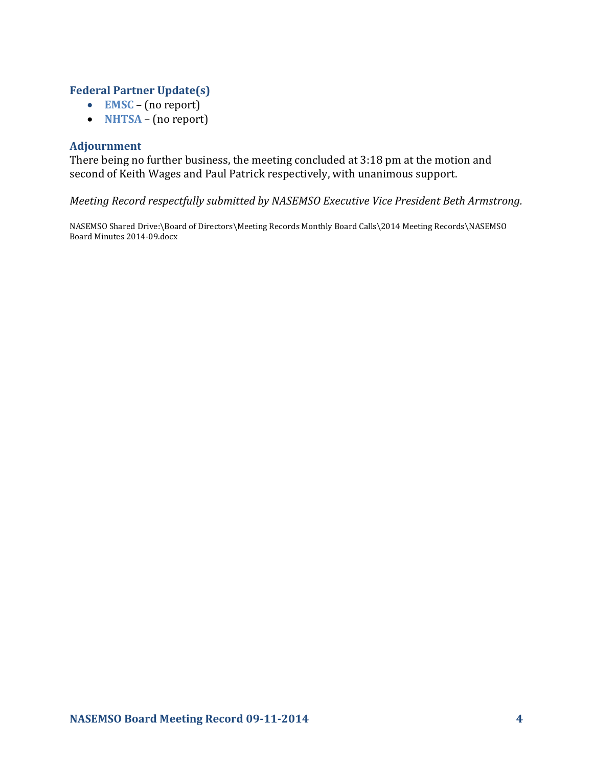### Federal Partner Update(s)

- **EMSC** – (no report)
- **NHTSA** – (no report)

### Adjournment

There being no further business, the meeting concluded at 3:18 pm at the motion and second of Keith Wages and Paul Patrick respectively, with unanimous support.

*Meeting Record respectfully submitted by NASEMSO Executive Vice President Beth Armstrong.*

NASEMSO Shared Drive:\Board of Directors\Meeting Records Monthly Board Calls\2014 Meeting Records\NASEMSO Board Minutes 2014-09.docx